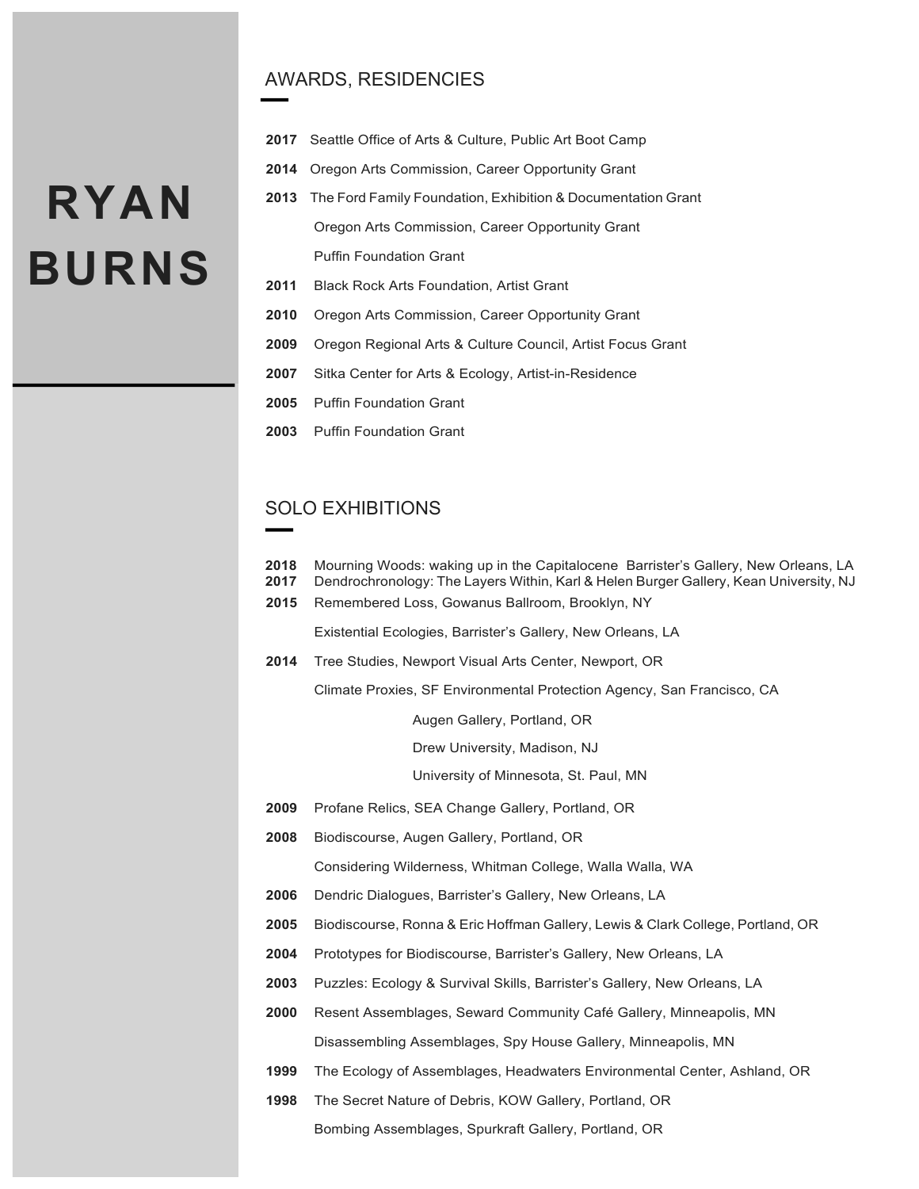# RYAN BURNS

## AWARDS, RESIDENCIES

**2017** Seattle Office of Arts & Culture, Public Art Boot Camp

**2014** Oregon Arts Commission, Career Opportunity Grant

**2013** The Ford Family Foundation, Exhibition & Documentation Grant

Oregon Arts Commission, Career Opportunity Grant

Puffin Foundation Grant

**2011** Black Rock Arts Foundation, Artist Grant

**2010** Oregon Arts Commission, Career Opportunity Grant

**2009** Oregon Regional Arts & Culture Council, Artist Focus Grant

**2007** Sitka Center for Arts & Ecology, Artist-in-Residence

**2005** Puffin Foundation Grant

**2003** Puffin Foundation Grant

## SOLO EXHIBITIONS

**2018** Mourning Woods: waking up in the Capitalocene Barrister's Gallery, New Orleans, LA

**2017** Dendrochronology: The Layers Within, Karl & Helen Burger Gallery, Kean University, NJ

**2015** Remembered Loss, Gowanus Ballroom, Brooklyn, NY

Existential Ecologies, Barrister's Gallery, New Orleans, LA

**2014** Tree Studies, Newport Visual Arts Center, Newport, OR

Climate Proxies, SF Environmental Protection Agency, San Francisco, CA

Augen Gallery, Portland, OR

Drew University, Madison, NJ

University of Minnesota, St. Paul, MN

**2009** Profane Relics, SEA Change Gallery, Portland, OR

**2008** Biodiscourse, Augen Gallery, Portland, OR

Considering Wilderness, Whitman College, Walla Walla, WA

**2006** Dendric Dialogues, Barrister's Gallery, New Orleans, LA

**2005** Biodiscourse, Ronna & Eric Hoffman Gallery, Lewis & Clark College, Portland, OR

**2004** Prototypes for Biodiscourse, Barrister's Gallery, New Orleans, LA

**2003** Puzzles: Ecology & Survival Skills, Barrister's Gallery, New Orleans, LA

**2000** Resent Assemblages, Seward Community Café Gallery, Minneapolis, MN

Disassembling Assemblages, Spy House Gallery, Minneapolis, MN

**1999** The Ecology of Assemblages, Headwaters Environmental Center, Ashland, OR

**1998** The Secret Nature of Debris, KOW Gallery, Portland, OR

Bombing Assemblages, Spurkraft Gallery, Portland, OR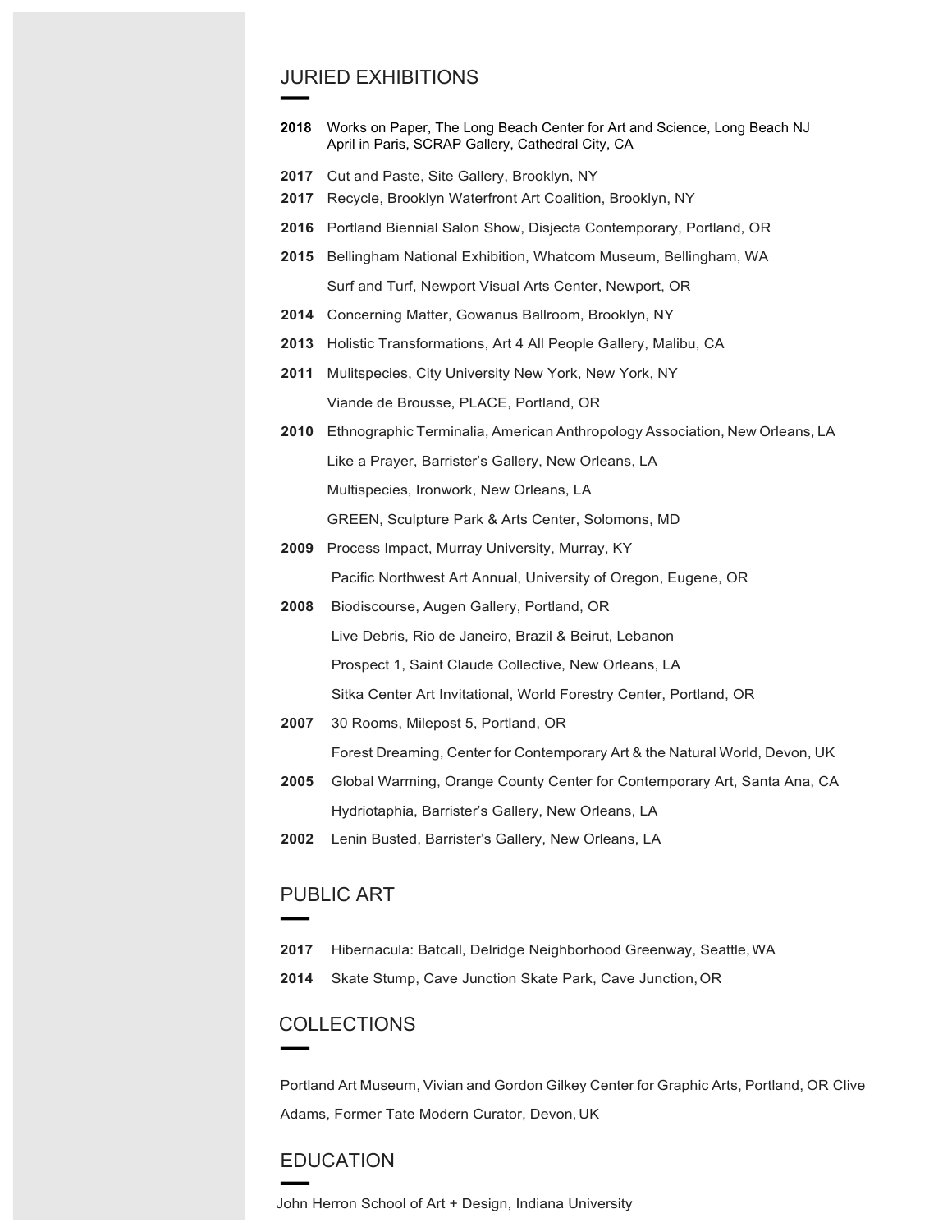## JURIED EXHIBITIONS

**2018** Works on Paper, The Long Beach Center for Art and Science, Long Beach NJ
April in Paris, SCRAP Gallery, Cathedral City, CA

**2017** Cut and Paste, Site Gallery, Brooklyn, NY

**2017** Recycle, Brooklyn Waterfront Art Coalition, Brooklyn, NY

**2016** Portland Biennial Salon Show, Disjecta Contemporary, Portland, OR

**2015** Bellingham National Exhibition, Whatcom Museum, Bellingham, WA

Surf and Turf, Newport Visual Arts Center, Newport, OR

**2014** Concerning Matter, Gowanus Ballroom, Brooklyn, NY

**2013** Holistic Transformations, Art 4 All People Gallery, Malibu, CA

**2011** Mulitspecies, City University New York, New York, NY

Viande de Brousse, PLACE, Portland, OR

**2010** Ethnographic Terminalia, American Anthropology Association, New Orleans, LA

Like a Prayer, Barrister's Gallery, New Orleans, LA

Multispecies, Ironwork, New Orleans, LA

GREEN, Sculpture Park & Arts Center, Solomons, MD

**2009** Process Impact, Murray University, Murray, KY

Pacific Northwest Art Annual, University of Oregon, Eugene, OR

**2008** Biodiscourse, Augen Gallery, Portland, OR

Live Debris, Rio de Janeiro, Brazil & Beirut, Lebanon

Prospect 1, Saint Claude Collective, New Orleans, LA

Sitka Center Art Invitational, World Forestry Center, Portland, OR

**2007** 30 Rooms, Milepost 5, Portland, OR

Forest Dreaming, Center for Contemporary Art & the Natural World, Devon, UK

**2005** Global Warming, Orange County Center for Contemporary Art, Santa Ana, CA

Hydriotaphia, Barrister's Gallery, New Orleans, LA

**2002** Lenin Busted, Barrister's Gallery, New Orleans, LA

## PUBLIC ART

**2017** Hibernacula: Batcall, Delridge Neighborhood Greenway, Seattle, WA

**2014** Skate Stump, Cave Junction Skate Park, Cave Junction, OR

## COLLECTIONS

Portland Art Museum, Vivian and Gordon Gilkey Center for Graphic Arts, Portland, OR Clive Adams, Former Tate Modern Curator, Devon, UK

## EDUCATION

John Herron School of Art + Design, Indiana University